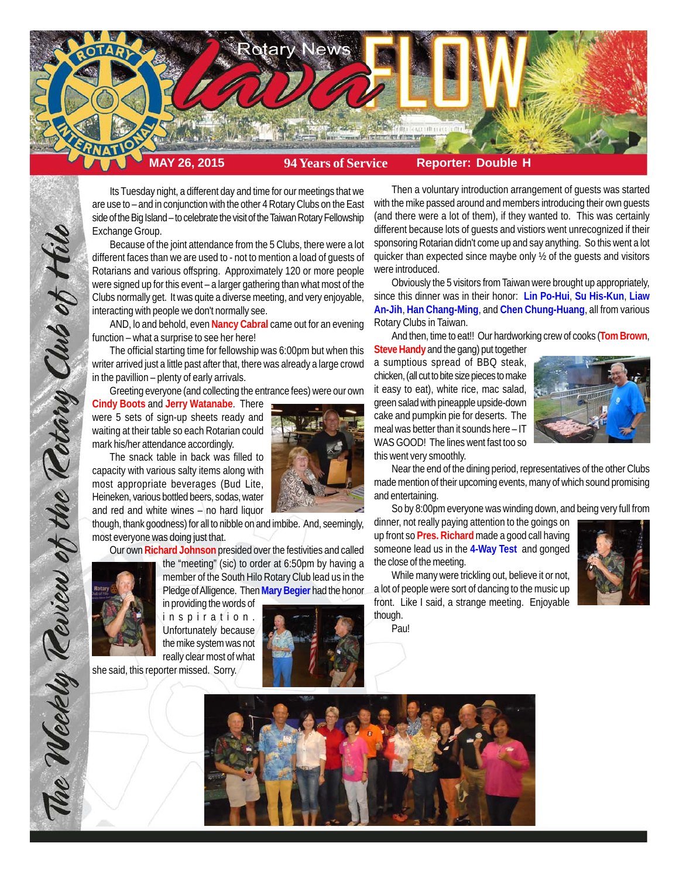# Rotary News lava FLOW

**MAY 26, 2015** | **94 Years of Service** | **Reporter: Double H**

*The Weekly Review of the Rotary Club of Hilo*

Its Tuesday night, a different day and time for our meetings that we are use to – and in conjunction with the other 4 Rotary Clubs on the East side of the Big Island – to celebrate the visit of the Taiwan Rotary Fellowship Exchange Group.

Because of the joint attendance from the 5 Clubs, there were a lot different faces than we are used to - not to mention a load of guests of Rotarians and various offspring. Approximately 120 or more people were signed up for this event – a larger gathering than what most of the Clubs normally get. It was quite a diverse meeting, and very enjoyable, interacting with people we don't normally see.

AND, lo and behold, even **Nancy Cabral** came out for an evening function – what a surprise to see her here!

The official starting time for fellowship was 6:00pm but when this writer arrived just a little past after that, there was already a large crowd in the pavillion – plenty of early arrivals.

Greeting everyone (and collecting the entrance fees) were our own **Cindy Boots** and **Jerry Watanabe**. There were 5 sets of sign-up sheets ready and waiting at their table so each Rotarian could mark his/her attendance accordingly.

The snack table in back was filled to capacity with various salty items along with most appropriate beverages (Bud Lite, Heineken, various bottled beers, sodas, water and red and white wines – no hard liquor though, thank goodness) for all to nibble on and imbibe. And, seemingly, most everyone was doing just that.

Our own **Richard Johnson** presided over the festivities and called the "meeting" (sic) to order at 6:50pm by having a member of the South Hilo Rotary Club lead us in the Pledge of Alligence. Then **Mary Begier** had the honor in providing the words of inspiration. Unfortunately because the mike system was not really clear most of what she said, this reporter missed. Sorry.

Then a voluntary introduction arrangement of guests was started with the mike passed around and members introducing their own guests (and there were a lot of them), if they wanted to. This was certainly different because lots of guests and vistiors went unrecognized if their sponsoring Rotarian didn't come up and say anything. So this went a lot quicker than expected since maybe only ½ of the guests and visitors were introduced.

Obviously the 5 visitors from Taiwan were brought up appropriately, since this dinner was in their honor: **Lin Po-Hui**, **Su His-Kun**, **Liaw An-Jih**, **Han Chang-Ming**, and **Chen Chung-Huang**, all from various Rotary Clubs in Taiwan.

And then, time to eat!! Our hardworking crew of cooks (**Tom Brown**, **Steve Handy** and the gang) put together a sumptious spread of BBQ steak, chicken, (all cut to bite size pieces to make it easy to eat), white rice, mac salad, green salad with pineapple upside-down cake and pumpkin pie for deserts. The meal was better than it sounds here – IT WAS GOOD! The lines went fast too so this went very smoothly.

Near the end of the dining period, representatives of the other Clubs made mention of their upcoming events, many of which sound promising and entertaining.

So by 8:00pm everyone was winding down, and being very full from dinner, not really paying attention to the goings on up front so **Pres. Richard** made a good call having someone lead us in the **4-Way Test** and gonged the close of the meeting.

While many were trickling out, believe it or not, a lot of people were sort of dancing to the music up front. Like I said, a strange meeting. Enjoyable though.

Pau!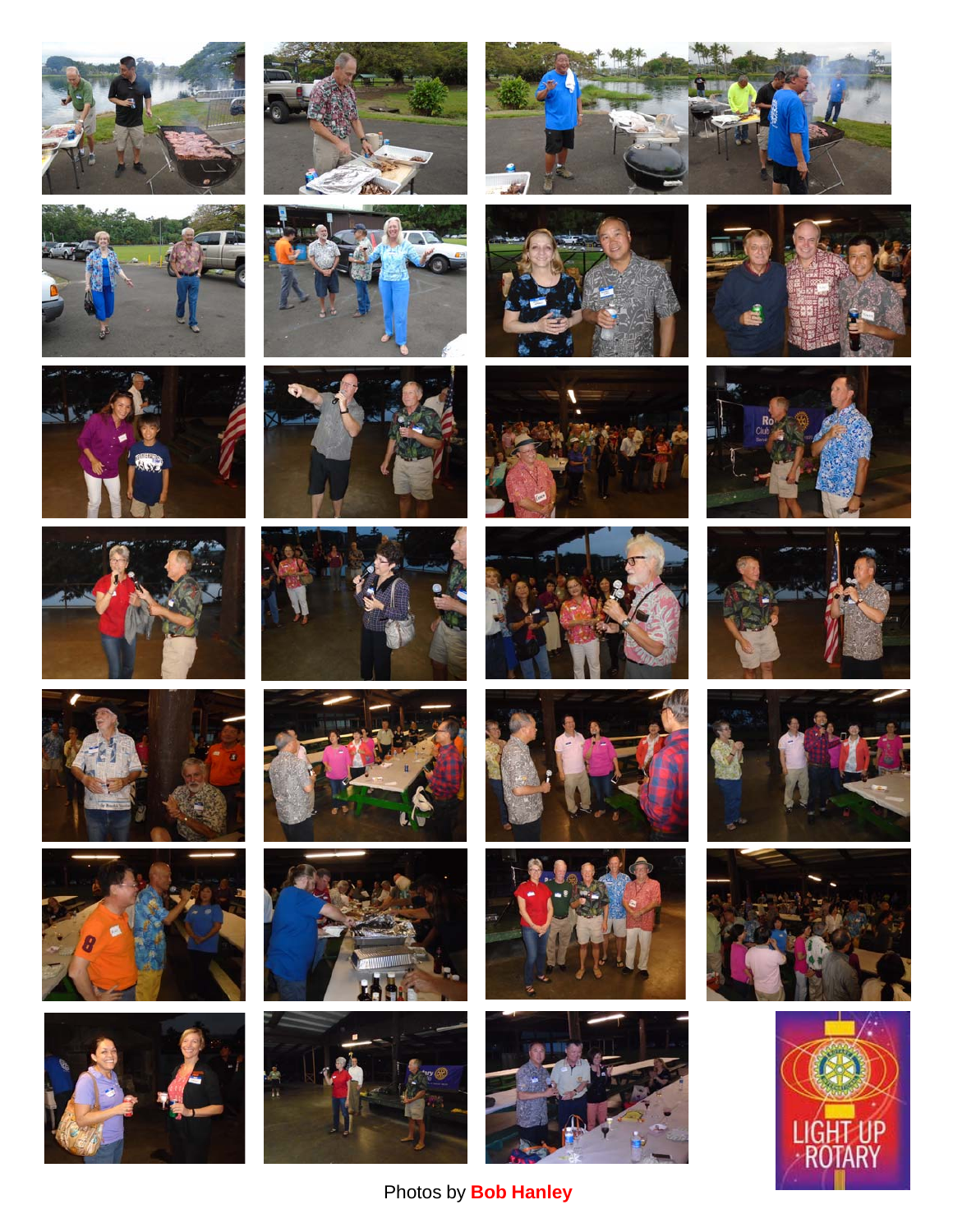Photos by **Bob Hanley**